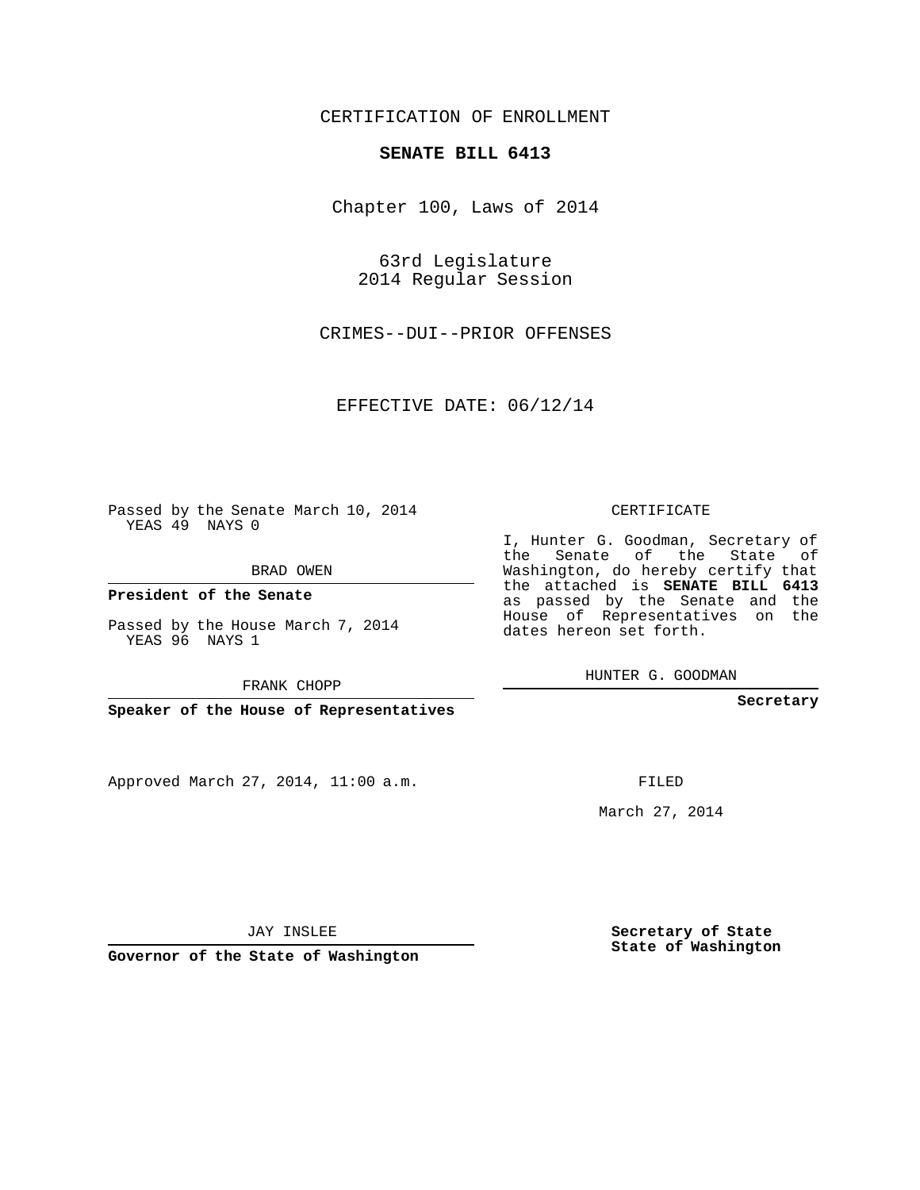CERTIFICATION OF ENROLLMENT

**SENATE BILL 6413**

Chapter 100, Laws of 2014

63rd Legislature
2014 Regular Session

CRIMES--DUI--PRIOR OFFENSES

EFFECTIVE DATE: 06/12/14

Passed by the Senate March 10, 2014
YEAS 49 NAYS 0

BRAD OWEN

**President of the Senate**

Passed by the House March 7, 2014
YEAS 96 NAYS 1

FRANK CHOPP

**Speaker of the House of Representatives**

CERTIFICATE

I, Hunter G. Goodman, Secretary of the Senate of the State of Washington, do hereby certify that the attached is **SENATE BILL 6413** as passed by the Senate and the House of Representatives on the dates hereon set forth.

HUNTER G. GOODMAN

**Secretary**

Approved March 27, 2014, 11:00 a.m.

FILED

March 27, 2014

JAY INSLEE

**Governor of the State of Washington**

**Secretary of State**
**State of Washington**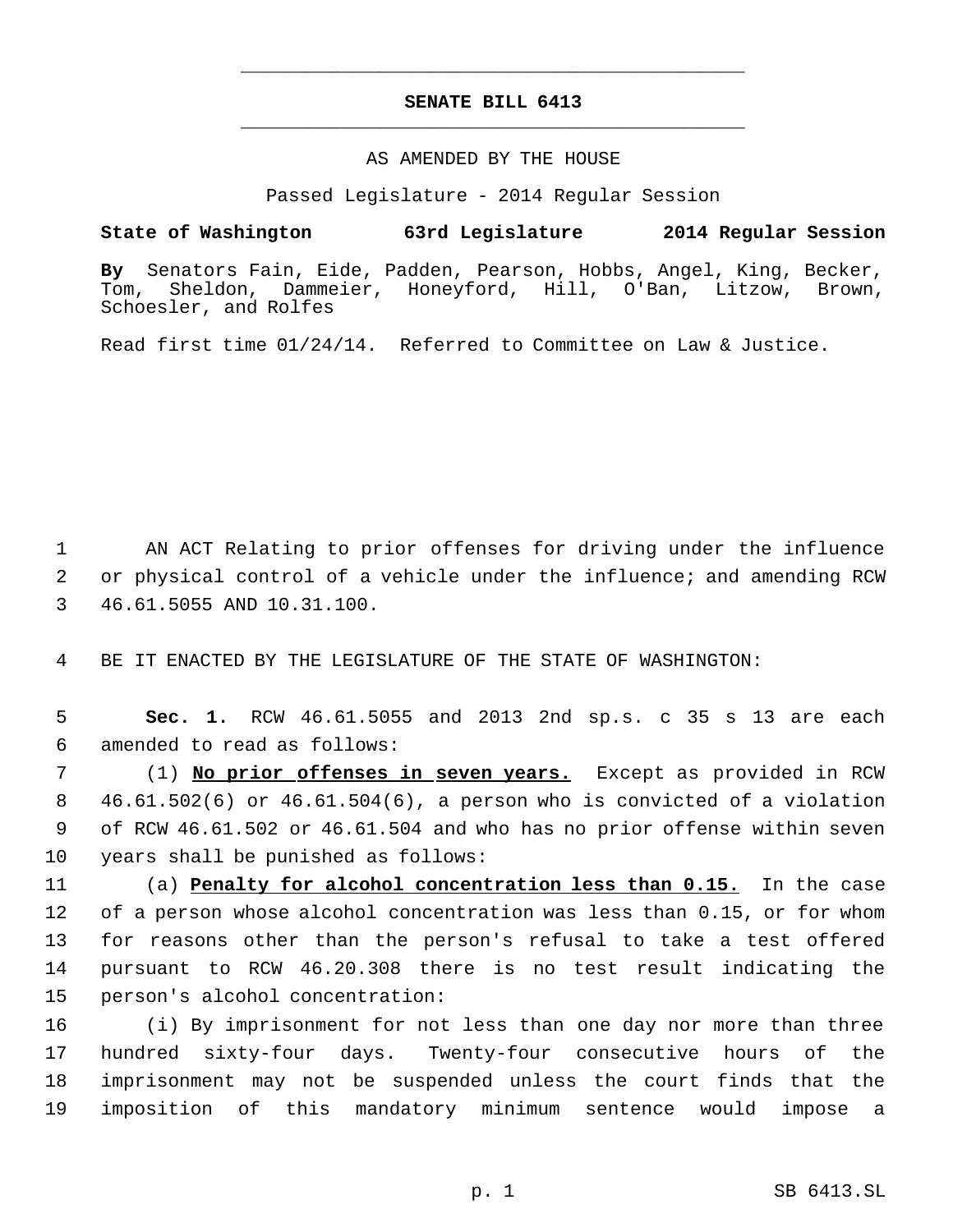**SENATE BILL 6413**

AS AMENDED BY THE HOUSE

Passed Legislature - 2014 Regular Session

**State of Washington 63rd Legislature 2014 Regular Session**

**By** Senators Fain, Eide, Padden, Pearson, Hobbs, Angel, King, Becker, Tom, Sheldon, Dammeier, Honeyford, Hill, O'Ban, Litzow, Brown, Schoesler, and Rolfes

Read first time 01/24/14. Referred to Committee on Law & Justice.

AN ACT Relating to prior offenses for driving under the influence or physical control of a vehicle under the influence; and amending RCW 46.61.5055 AND 10.31.100.

BE IT ENACTED BY THE LEGISLATURE OF THE STATE OF WASHINGTON:

**Sec. 1.** RCW 46.61.5055 and 2013 2nd sp.s. c 35 s 13 are each amended to read as follows:

(1) **No prior offenses in seven years.** Except as provided in RCW 46.61.502(6) or 46.61.504(6), a person who is convicted of a violation of RCW 46.61.502 or 46.61.504 and who has no prior offense within seven years shall be punished as follows:

(a) **Penalty for alcohol concentration less than 0.15.** In the case of a person whose alcohol concentration was less than 0.15, or for whom for reasons other than the person's refusal to take a test offered pursuant to RCW 46.20.308 there is no test result indicating the person's alcohol concentration:

(i) By imprisonment for not less than one day nor more than three hundred sixty-four days. Twenty-four consecutive hours of the imprisonment may not be suspended unless the court finds that the imposition of this mandatory minimum sentence would impose a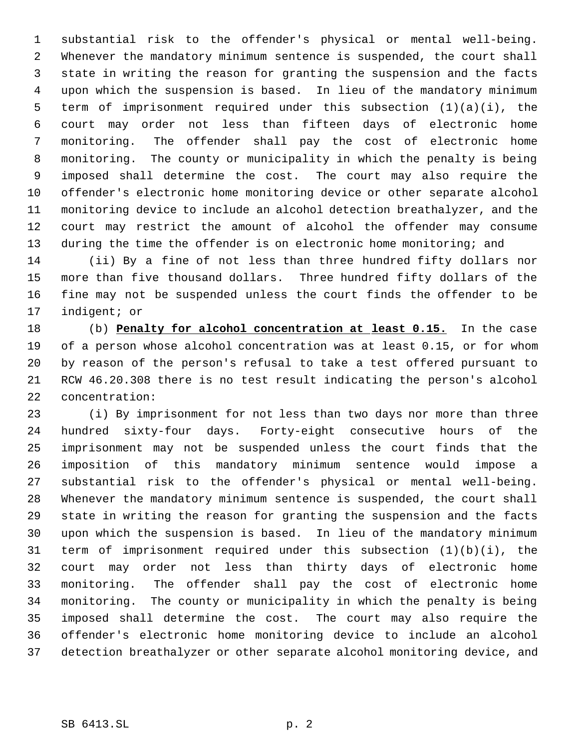substantial risk to the offender's physical or mental well-being. Whenever the mandatory minimum sentence is suspended, the court shall state in writing the reason for granting the suspension and the facts upon which the suspension is based. In lieu of the mandatory minimum term of imprisonment required under this subsection (1)(a)(i), the court may order not less than fifteen days of electronic home monitoring. The offender shall pay the cost of electronic home monitoring. The county or municipality in which the penalty is being imposed shall determine the cost. The court may also require the offender's electronic home monitoring device or other separate alcohol monitoring device to include an alcohol detection breathalyzer, and the court may restrict the amount of alcohol the offender may consume during the time the offender is on electronic home monitoring; and

(ii) By a fine of not less than three hundred fifty dollars nor more than five thousand dollars. Three hundred fifty dollars of the fine may not be suspended unless the court finds the offender to be indigent; or

(b) **Penalty for alcohol concentration at least 0.15.** In the case of a person whose alcohol concentration was at least 0.15, or for whom by reason of the person's refusal to take a test offered pursuant to RCW 46.20.308 there is no test result indicating the person's alcohol concentration:

(i) By imprisonment for not less than two days nor more than three hundred sixty-four days. Forty-eight consecutive hours of the imprisonment may not be suspended unless the court finds that the imposition of this mandatory minimum sentence would impose a substantial risk to the offender's physical or mental well-being. Whenever the mandatory minimum sentence is suspended, the court shall state in writing the reason for granting the suspension and the facts upon which the suspension is based. In lieu of the mandatory minimum term of imprisonment required under this subsection (1)(b)(i), the court may order not less than thirty days of electronic home monitoring. The offender shall pay the cost of electronic home monitoring. The county or municipality in which the penalty is being imposed shall determine the cost. The court may also require the offender's electronic home monitoring device to include an alcohol detection breathalyzer or other separate alcohol monitoring device, and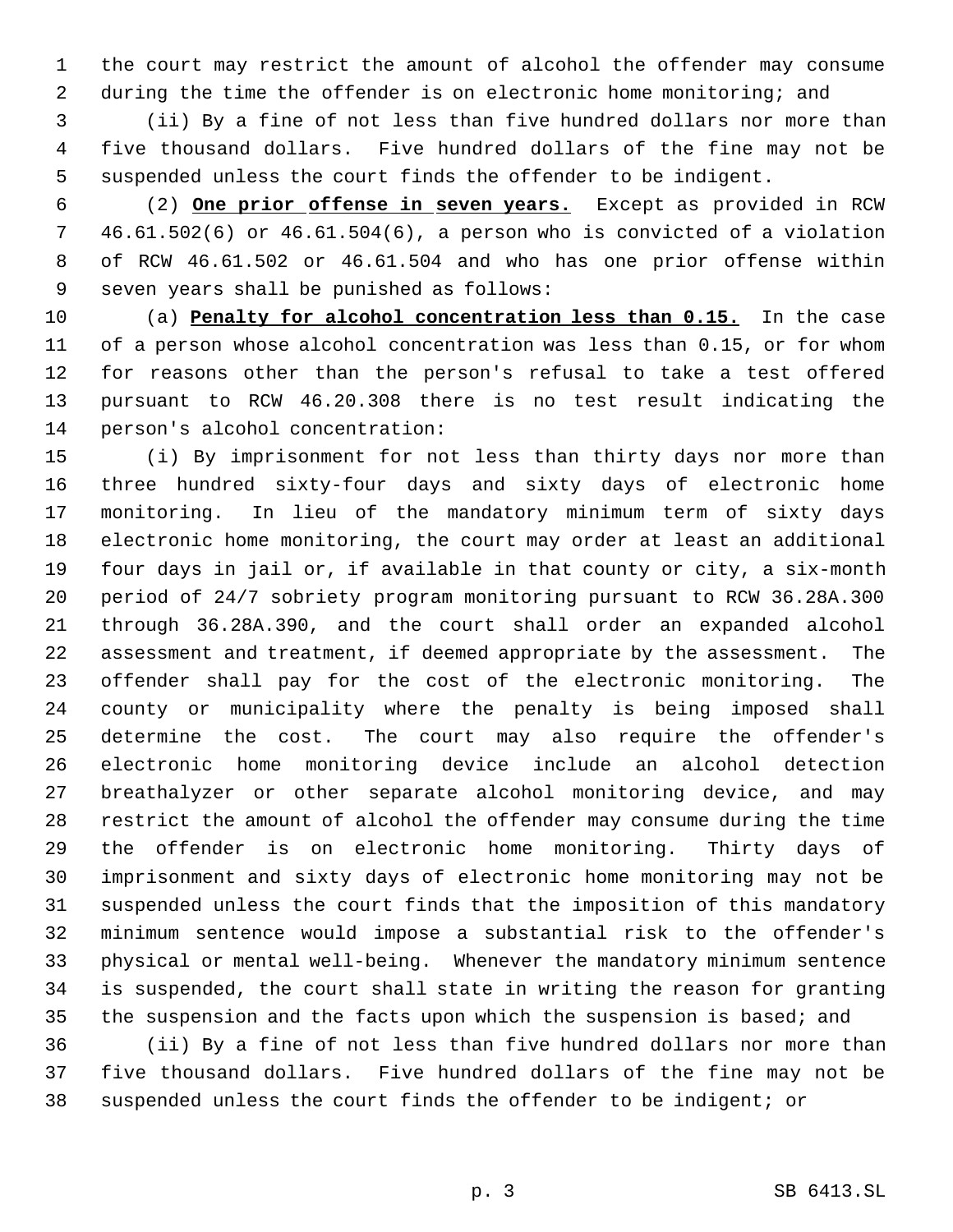the court may restrict the amount of alcohol the offender may consume during the time the offender is on electronic home monitoring; and

(ii) By a fine of not less than five hundred dollars nor more than five thousand dollars. Five hundred dollars of the fine may not be suspended unless the court finds the offender to be indigent.

(2) **One prior offense in seven years.** Except as provided in RCW 46.61.502(6) or 46.61.504(6), a person who is convicted of a violation of RCW 46.61.502 or 46.61.504 and who has one prior offense within seven years shall be punished as follows:

(a) **Penalty for alcohol concentration less than 0.15.** In the case of a person whose alcohol concentration was less than 0.15, or for whom for reasons other than the person's refusal to take a test offered pursuant to RCW 46.20.308 there is no test result indicating the person's alcohol concentration:

(i) By imprisonment for not less than thirty days nor more than three hundred sixty-four days and sixty days of electronic home monitoring. In lieu of the mandatory minimum term of sixty days electronic home monitoring, the court may order at least an additional four days in jail or, if available in that county or city, a six-month period of 24/7 sobriety program monitoring pursuant to RCW 36.28A.300 through 36.28A.390, and the court shall order an expanded alcohol assessment and treatment, if deemed appropriate by the assessment. The offender shall pay for the cost of the electronic monitoring. The county or municipality where the penalty is being imposed shall determine the cost. The court may also require the offender's electronic home monitoring device include an alcohol detection breathalyzer or other separate alcohol monitoring device, and may restrict the amount of alcohol the offender may consume during the time the offender is on electronic home monitoring. Thirty days of imprisonment and sixty days of electronic home monitoring may not be suspended unless the court finds that the imposition of this mandatory minimum sentence would impose a substantial risk to the offender's physical or mental well-being. Whenever the mandatory minimum sentence is suspended, the court shall state in writing the reason for granting the suspension and the facts upon which the suspension is based; and

(ii) By a fine of not less than five hundred dollars nor more than five thousand dollars. Five hundred dollars of the fine may not be suspended unless the court finds the offender to be indigent; or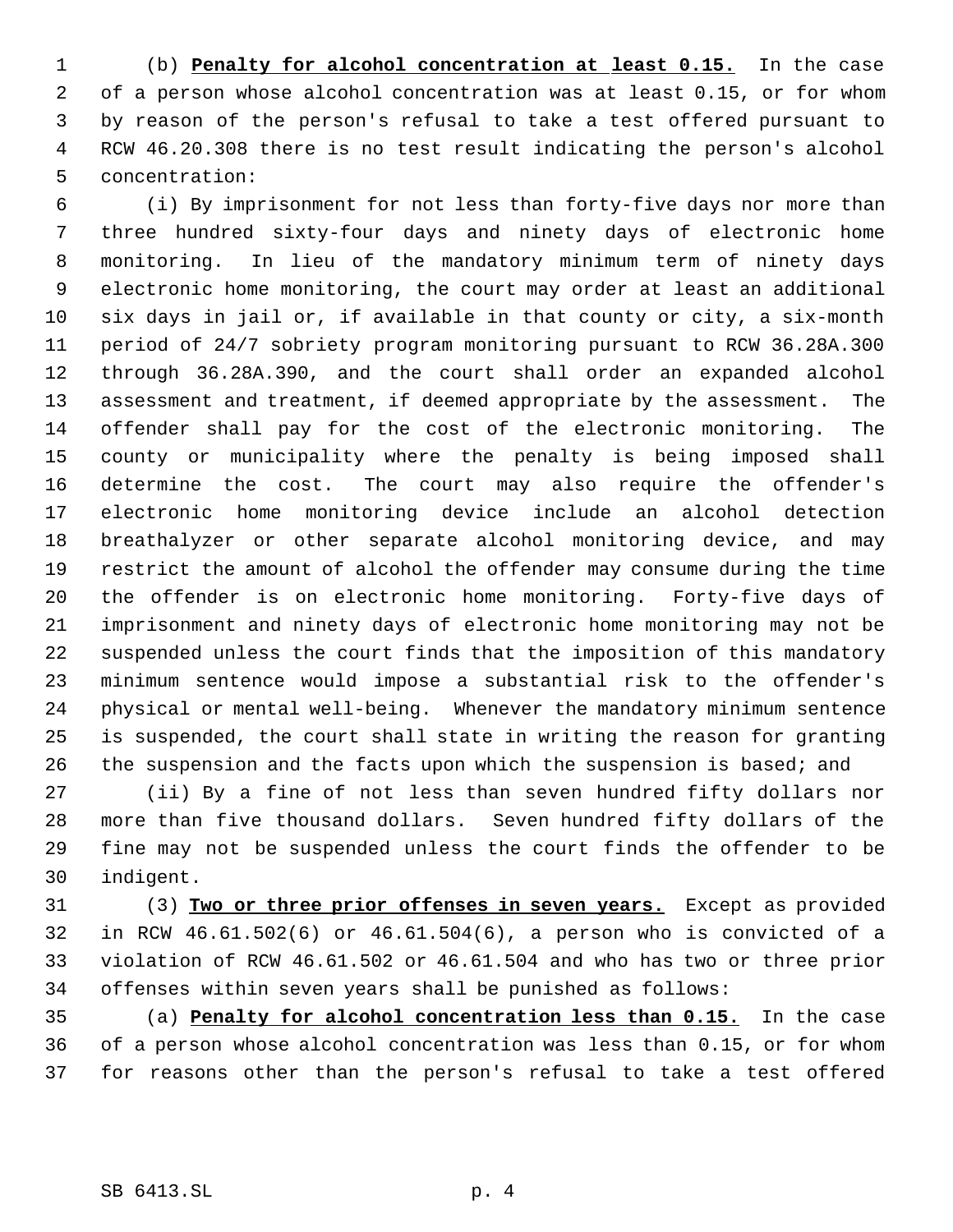(b) **Penalty for alcohol concentration at least 0.15.** In the case of a person whose alcohol concentration was at least 0.15, or for whom by reason of the person's refusal to take a test offered pursuant to RCW 46.20.308 there is no test result indicating the person's alcohol concentration:

(i) By imprisonment for not less than forty-five days nor more than three hundred sixty-four days and ninety days of electronic home monitoring. In lieu of the mandatory minimum term of ninety days electronic home monitoring, the court may order at least an additional six days in jail or, if available in that county or city, a six-month period of 24/7 sobriety program monitoring pursuant to RCW 36.28A.300 through 36.28A.390, and the court shall order an expanded alcohol assessment and treatment, if deemed appropriate by the assessment. The offender shall pay for the cost of the electronic monitoring. The county or municipality where the penalty is being imposed shall determine the cost. The court may also require the offender's electronic home monitoring device include an alcohol detection breathalyzer or other separate alcohol monitoring device, and may restrict the amount of alcohol the offender may consume during the time the offender is on electronic home monitoring. Forty-five days of imprisonment and ninety days of electronic home monitoring may not be suspended unless the court finds that the imposition of this mandatory minimum sentence would impose a substantial risk to the offender's physical or mental well-being. Whenever the mandatory minimum sentence is suspended, the court shall state in writing the reason for granting the suspension and the facts upon which the suspension is based; and

(ii) By a fine of not less than seven hundred fifty dollars nor more than five thousand dollars. Seven hundred fifty dollars of the fine may not be suspended unless the court finds the offender to be indigent.

(3) **Two or three prior offenses in seven years.** Except as provided in RCW 46.61.502(6) or 46.61.504(6), a person who is convicted of a violation of RCW 46.61.502 or 46.61.504 and who has two or three prior offenses within seven years shall be punished as follows:

(a) **Penalty for alcohol concentration less than 0.15.** In the case of a person whose alcohol concentration was less than 0.15, or for whom for reasons other than the person's refusal to take a test offered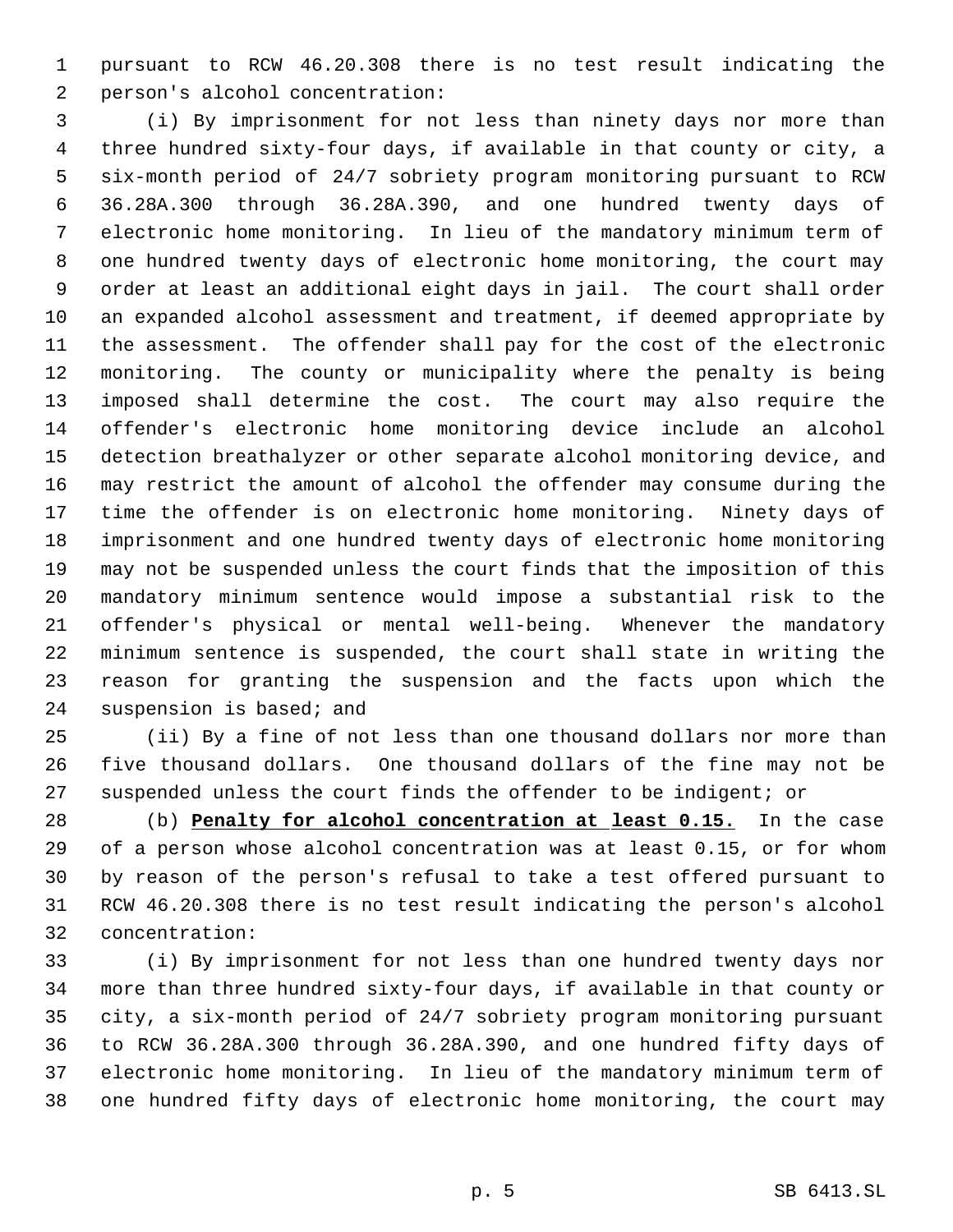pursuant to RCW 46.20.308 there is no test result indicating the person's alcohol concentration:

(i) By imprisonment for not less than ninety days nor more than three hundred sixty-four days, if available in that county or city, a six-month period of 24/7 sobriety program monitoring pursuant to RCW 36.28A.300 through 36.28A.390, and one hundred twenty days of electronic home monitoring. In lieu of the mandatory minimum term of one hundred twenty days of electronic home monitoring, the court may order at least an additional eight days in jail. The court shall order an expanded alcohol assessment and treatment, if deemed appropriate by the assessment. The offender shall pay for the cost of the electronic monitoring. The county or municipality where the penalty is being imposed shall determine the cost. The court may also require the offender's electronic home monitoring device include an alcohol detection breathalyzer or other separate alcohol monitoring device, and may restrict the amount of alcohol the offender may consume during the time the offender is on electronic home monitoring. Ninety days of imprisonment and one hundred twenty days of electronic home monitoring may not be suspended unless the court finds that the imposition of this mandatory minimum sentence would impose a substantial risk to the offender's physical or mental well-being. Whenever the mandatory minimum sentence is suspended, the court shall state in writing the reason for granting the suspension and the facts upon which the suspension is based; and

(ii) By a fine of not less than one thousand dollars nor more than five thousand dollars. One thousand dollars of the fine may not be suspended unless the court finds the offender to be indigent; or

(b) **Penalty for alcohol concentration at least 0.15.** In the case of a person whose alcohol concentration was at least 0.15, or for whom by reason of the person's refusal to take a test offered pursuant to RCW 46.20.308 there is no test result indicating the person's alcohol concentration:

(i) By imprisonment for not less than one hundred twenty days nor more than three hundred sixty-four days, if available in that county or city, a six-month period of 24/7 sobriety program monitoring pursuant to RCW 36.28A.300 through 36.28A.390, and one hundred fifty days of electronic home monitoring. In lieu of the mandatory minimum term of one hundred fifty days of electronic home monitoring, the court may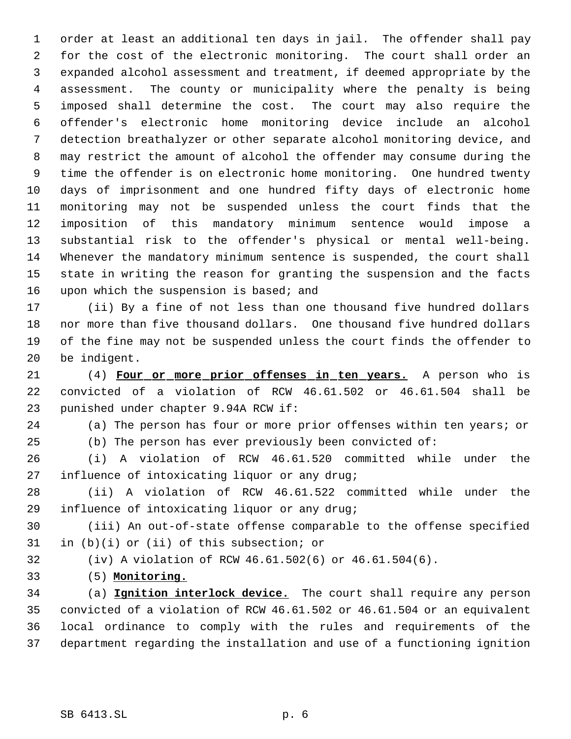order at least an additional ten days in jail. The offender shall pay for the cost of the electronic monitoring. The court shall order an expanded alcohol assessment and treatment, if deemed appropriate by the assessment. The county or municipality where the penalty is being imposed shall determine the cost. The court may also require the offender's electronic home monitoring device include an alcohol detection breathalyzer or other separate alcohol monitoring device, and may restrict the amount of alcohol the offender may consume during the time the offender is on electronic home monitoring. One hundred twenty days of imprisonment and one hundred fifty days of electronic home monitoring may not be suspended unless the court finds that the imposition of this mandatory minimum sentence would impose a substantial risk to the offender's physical or mental well-being. Whenever the mandatory minimum sentence is suspended, the court shall state in writing the reason for granting the suspension and the facts upon which the suspension is based; and

(ii) By a fine of not less than one thousand five hundred dollars nor more than five thousand dollars. One thousand five hundred dollars of the fine may not be suspended unless the court finds the offender to be indigent.

(4) **Four or more prior offenses in ten years.** A person who is convicted of a violation of RCW 46.61.502 or 46.61.504 shall be punished under chapter 9.94A RCW if:

(a) The person has four or more prior offenses within ten years; or

(b) The person has ever previously been convicted of:

(i) A violation of RCW 46.61.520 committed while under the influence of intoxicating liquor or any drug;

(ii) A violation of RCW 46.61.522 committed while under the influence of intoxicating liquor or any drug;

(iii) An out-of-state offense comparable to the offense specified in (b)(i) or (ii) of this subsection; or

(iv) A violation of RCW 46.61.502(6) or 46.61.504(6).

(5) **Monitoring.**

(a) **Ignition interlock device.** The court shall require any person convicted of a violation of RCW 46.61.502 or 46.61.504 or an equivalent local ordinance to comply with the rules and requirements of the department regarding the installation and use of a functioning ignition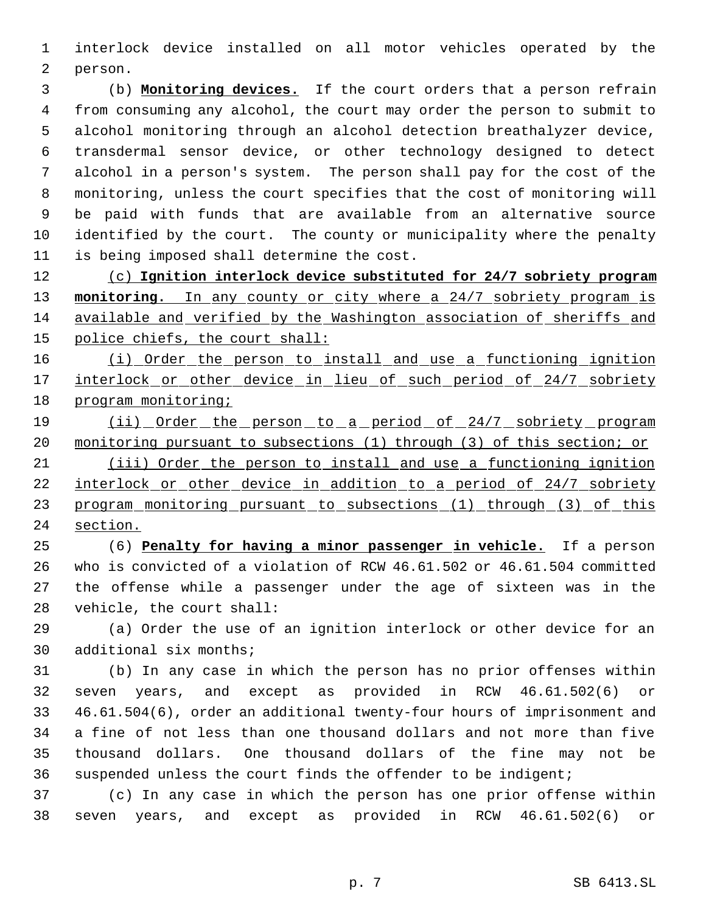interlock device installed on all motor vehicles operated by the person.

(b) **Monitoring devices.** If the court orders that a person refrain from consuming any alcohol, the court may order the person to submit to alcohol monitoring through an alcohol detection breathalyzer device, transdermal sensor device, or other technology designed to detect alcohol in a person's system. The person shall pay for the cost of the monitoring, unless the court specifies that the cost of monitoring will be paid with funds that are available from an alternative source identified by the court. The county or municipality where the penalty is being imposed shall determine the cost.

(c) **Ignition interlock device substituted for 24/7 sobriety program monitoring.** In any county or city where a 24/7 sobriety program is available and verified by the Washington association of sheriffs and police chiefs, the court shall:

(i) Order the person to install and use a functioning ignition interlock or other device in lieu of such period of 24/7 sobriety program monitoring;

(ii) Order the person to a period of 24/7 sobriety program monitoring pursuant to subsections (1) through (3) of this section; or

(iii) Order the person to install and use a functioning ignition interlock or other device in addition to a period of 24/7 sobriety program monitoring pursuant to subsections (1) through (3) of this section.

(6) **Penalty for having a minor passenger in vehicle.** If a person who is convicted of a violation of RCW 46.61.502 or 46.61.504 committed the offense while a passenger under the age of sixteen was in the vehicle, the court shall:

(a) Order the use of an ignition interlock or other device for an additional six months;

(b) In any case in which the person has no prior offenses within seven years, and except as provided in RCW 46.61.502(6) or 46.61.504(6), order an additional twenty-four hours of imprisonment and a fine of not less than one thousand dollars and not more than five thousand dollars. One thousand dollars of the fine may not be suspended unless the court finds the offender to be indigent;

(c) In any case in which the person has one prior offense within seven years, and except as provided in RCW 46.61.502(6) or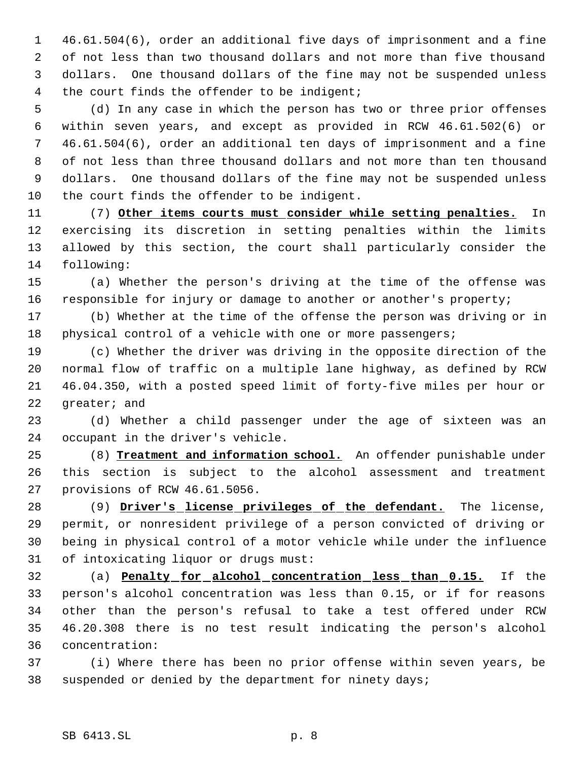46.61.504(6), order an additional five days of imprisonment and a fine of not less than two thousand dollars and not more than five thousand dollars. One thousand dollars of the fine may not be suspended unless the court finds the offender to be indigent;

(d) In any case in which the person has two or three prior offenses within seven years, and except as provided in RCW 46.61.502(6) or 46.61.504(6), order an additional ten days of imprisonment and a fine of not less than three thousand dollars and not more than ten thousand dollars. One thousand dollars of the fine may not be suspended unless the court finds the offender to be indigent.

(7) **Other items courts must consider while setting penalties.** In exercising its discretion in setting penalties within the limits allowed by this section, the court shall particularly consider the following:

(a) Whether the person's driving at the time of the offense was responsible for injury or damage to another or another's property;

(b) Whether at the time of the offense the person was driving or in physical control of a vehicle with one or more passengers;

(c) Whether the driver was driving in the opposite direction of the normal flow of traffic on a multiple lane highway, as defined by RCW 46.04.350, with a posted speed limit of forty-five miles per hour or greater; and

(d) Whether a child passenger under the age of sixteen was an occupant in the driver's vehicle.

(8) **Treatment and information school.** An offender punishable under this section is subject to the alcohol assessment and treatment provisions of RCW 46.61.5056.

(9) **Driver's license privileges of the defendant.** The license, permit, or nonresident privilege of a person convicted of driving or being in physical control of a motor vehicle while under the influence of intoxicating liquor or drugs must:

(a) **Penalty for alcohol concentration less than 0.15.** If the person's alcohol concentration was less than 0.15, or if for reasons other than the person's refusal to take a test offered under RCW 46.20.308 there is no test result indicating the person's alcohol concentration:

(i) Where there has been no prior offense within seven years, be suspended or denied by the department for ninety days;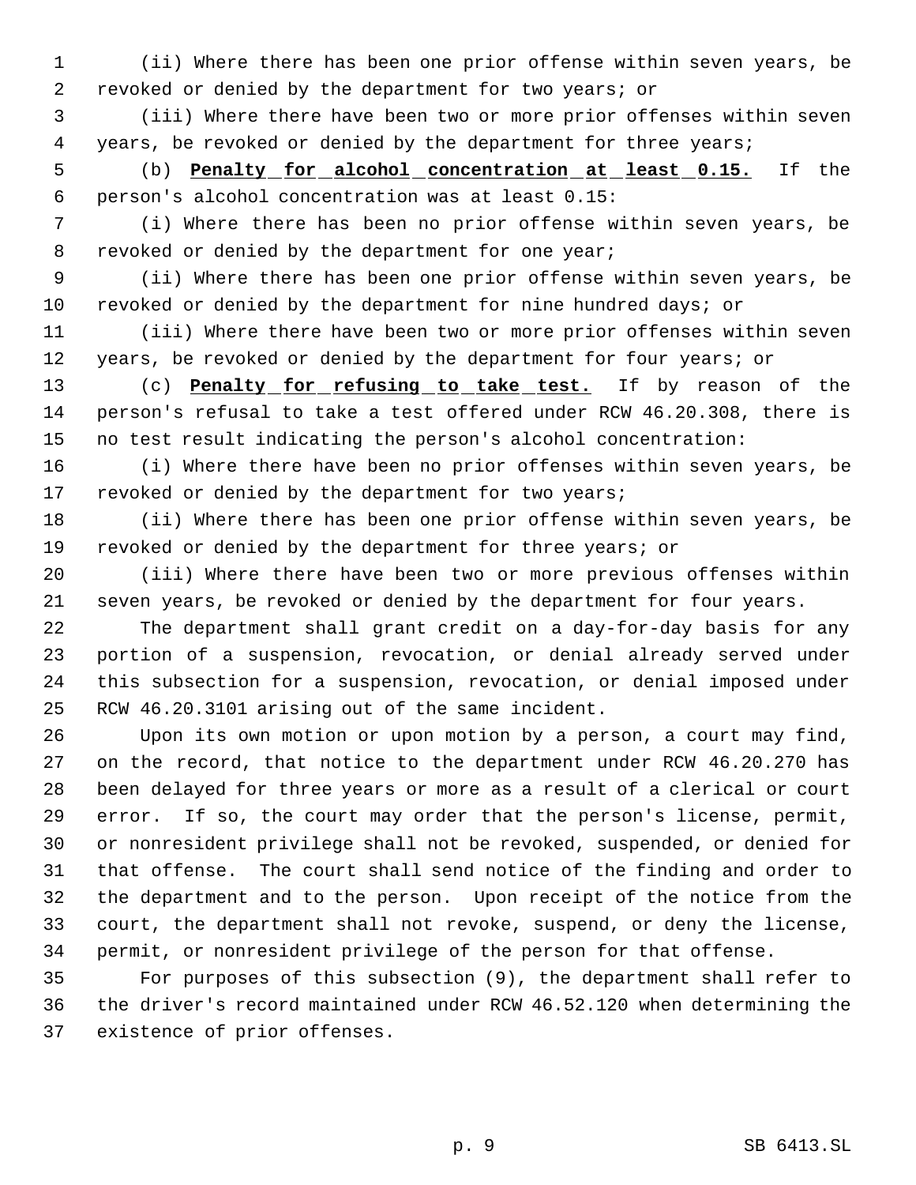(ii) Where there has been one prior offense within seven years, be revoked or denied by the department for two years; or

(iii) Where there have been two or more prior offenses within seven years, be revoked or denied by the department for three years;

(b) **Penalty for alcohol concentration at least 0.15.** If the person's alcohol concentration was at least 0.15:

(i) Where there has been no prior offense within seven years, be revoked or denied by the department for one year;

(ii) Where there has been one prior offense within seven years, be revoked or denied by the department for nine hundred days; or

(iii) Where there have been two or more prior offenses within seven years, be revoked or denied by the department for four years; or

(c) **Penalty for refusing to take test.** If by reason of the person's refusal to take a test offered under RCW 46.20.308, there is no test result indicating the person's alcohol concentration:

(i) Where there have been no prior offenses within seven years, be revoked or denied by the department for two years;

(ii) Where there has been one prior offense within seven years, be revoked or denied by the department for three years; or

(iii) Where there have been two or more previous offenses within seven years, be revoked or denied by the department for four years.

The department shall grant credit on a day-for-day basis for any portion of a suspension, revocation, or denial already served under this subsection for a suspension, revocation, or denial imposed under RCW 46.20.3101 arising out of the same incident.

Upon its own motion or upon motion by a person, a court may find, on the record, that notice to the department under RCW 46.20.270 has been delayed for three years or more as a result of a clerical or court error. If so, the court may order that the person's license, permit, or nonresident privilege shall not be revoked, suspended, or denied for that offense. The court shall send notice of the finding and order to the department and to the person. Upon receipt of the notice from the court, the department shall not revoke, suspend, or deny the license, permit, or nonresident privilege of the person for that offense.

For purposes of this subsection (9), the department shall refer to the driver's record maintained under RCW 46.52.120 when determining the existence of prior offenses.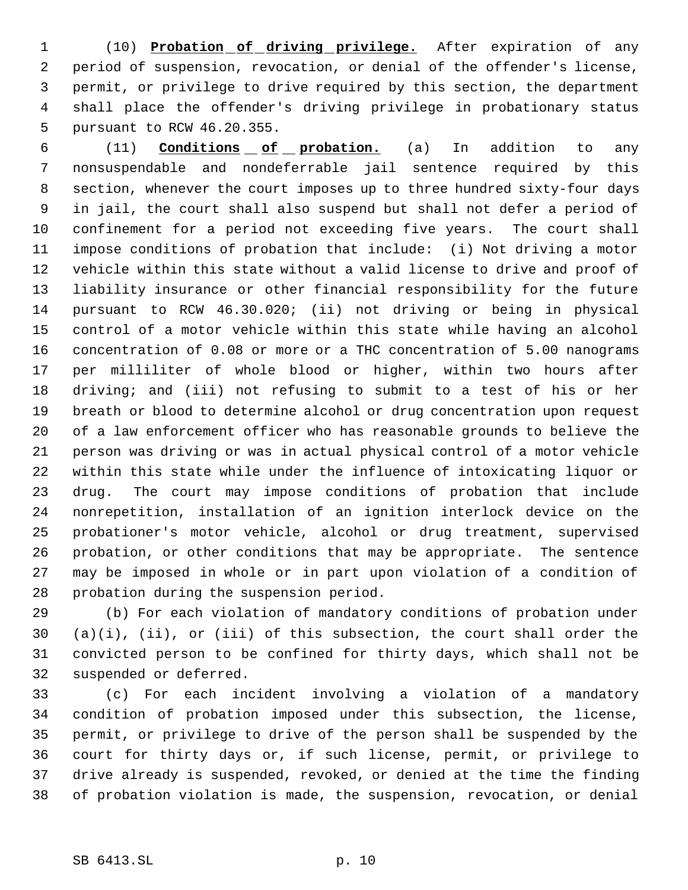(10) **Probation of driving privilege.** After expiration of any period of suspension, revocation, or denial of the offender's license, permit, or privilege to drive required by this section, the department shall place the offender's driving privilege in probationary status pursuant to RCW 46.20.355.

(11) **Conditions of probation.** (a) In addition to any nonsuspendable and nondeferrable jail sentence required by this section, whenever the court imposes up to three hundred sixty-four days in jail, the court shall also suspend but shall not defer a period of confinement for a period not exceeding five years. The court shall impose conditions of probation that include: (i) Not driving a motor vehicle within this state without a valid license to drive and proof of liability insurance or other financial responsibility for the future pursuant to RCW 46.30.020; (ii) not driving or being in physical control of a motor vehicle within this state while having an alcohol concentration of 0.08 or more or a THC concentration of 5.00 nanograms per milliliter of whole blood or higher, within two hours after driving; and (iii) not refusing to submit to a test of his or her breath or blood to determine alcohol or drug concentration upon request of a law enforcement officer who has reasonable grounds to believe the person was driving or was in actual physical control of a motor vehicle within this state while under the influence of intoxicating liquor or drug. The court may impose conditions of probation that include nonrepetition, installation of an ignition interlock device on the probationer's motor vehicle, alcohol or drug treatment, supervised probation, or other conditions that may be appropriate. The sentence may be imposed in whole or in part upon violation of a condition of probation during the suspension period.

(b) For each violation of mandatory conditions of probation under (a)(i), (ii), or (iii) of this subsection, the court shall order the convicted person to be confined for thirty days, which shall not be suspended or deferred.

(c) For each incident involving a violation of a mandatory condition of probation imposed under this subsection, the license, permit, or privilege to drive of the person shall be suspended by the court for thirty days or, if such license, permit, or privilege to drive already is suspended, revoked, or denied at the time the finding of probation violation is made, the suspension, revocation, or denial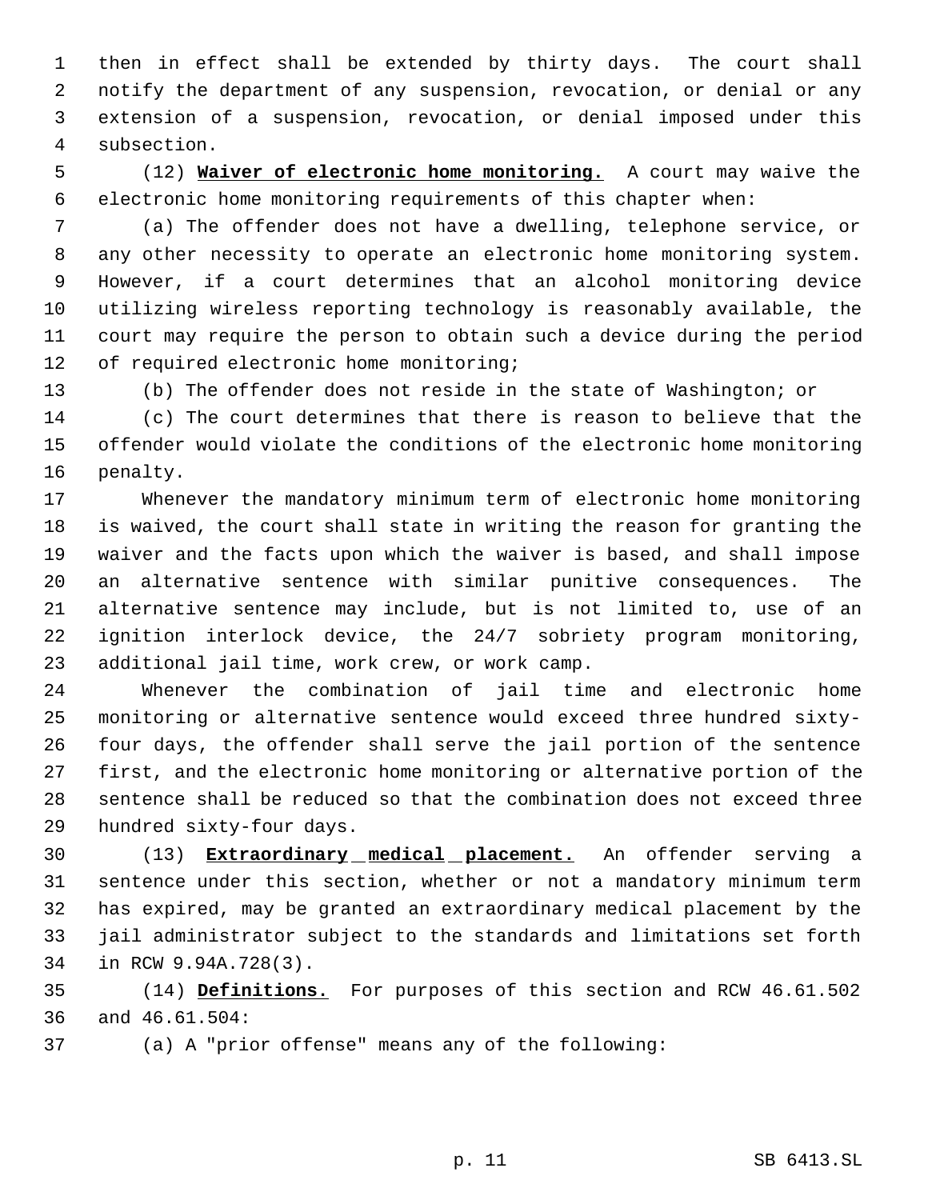then in effect shall be extended by thirty days. The court shall notify the department of any suspension, revocation, or denial or any extension of a suspension, revocation, or denial imposed under this subsection.

(12) **Waiver of electronic home monitoring.** A court may waive the electronic home monitoring requirements of this chapter when:

(a) The offender does not have a dwelling, telephone service, or any other necessity to operate an electronic home monitoring system. However, if a court determines that an alcohol monitoring device utilizing wireless reporting technology is reasonably available, the court may require the person to obtain such a device during the period of required electronic home monitoring;

(b) The offender does not reside in the state of Washington; or

(c) The court determines that there is reason to believe that the offender would violate the conditions of the electronic home monitoring penalty.

Whenever the mandatory minimum term of electronic home monitoring is waived, the court shall state in writing the reason for granting the waiver and the facts upon which the waiver is based, and shall impose an alternative sentence with similar punitive consequences. The alternative sentence may include, but is not limited to, use of an ignition interlock device, the 24/7 sobriety program monitoring, additional jail time, work crew, or work camp.

Whenever the combination of jail time and electronic home monitoring or alternative sentence would exceed three hundred sixty-four days, the offender shall serve the jail portion of the sentence first, and the electronic home monitoring or alternative portion of the sentence shall be reduced so that the combination does not exceed three hundred sixty-four days.

(13) **Extraordinary medical placement.** An offender serving a sentence under this section, whether or not a mandatory minimum term has expired, may be granted an extraordinary medical placement by the jail administrator subject to the standards and limitations set forth in RCW 9.94A.728(3).

(14) **Definitions.** For purposes of this section and RCW 46.61.502 and 46.61.504:

(a) A "prior offense" means any of the following: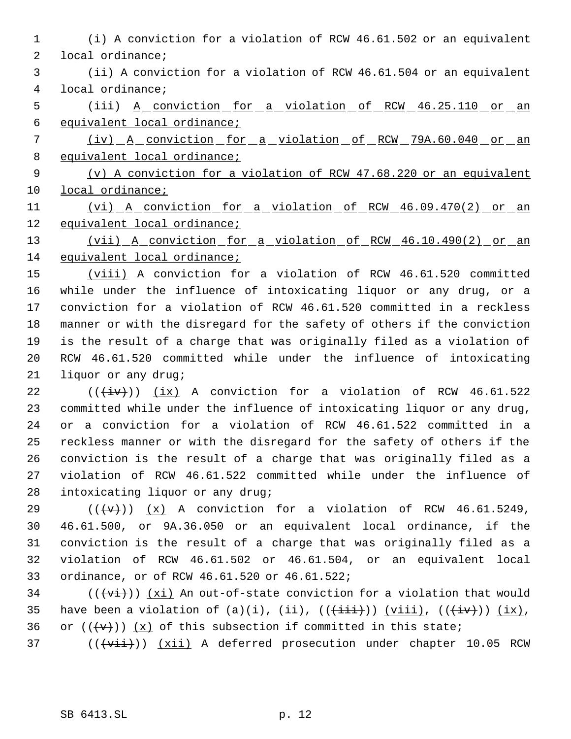(i) A conviction for a violation of RCW 46.61.502 or an equivalent local ordinance;

(ii) A conviction for a violation of RCW 46.61.504 or an equivalent local ordinance;

(iii) A conviction for a violation of RCW 46.25.110 or an equivalent local ordinance;

(iv) A conviction for a violation of RCW 79A.60.040 or an equivalent local ordinance;

(v) A conviction for a violation of RCW 47.68.220 or an equivalent local ordinance;

(vi) A conviction for a violation of RCW 46.09.470(2) or an equivalent local ordinance;

(vii) A conviction for a violation of RCW 46.10.490(2) or an equivalent local ordinance;

(viii) A conviction for a violation of RCW 46.61.520 committed while under the influence of intoxicating liquor or any drug, or a conviction for a violation of RCW 46.61.520 committed in a reckless manner or with the disregard for the safety of others if the conviction is the result of a charge that was originally filed as a violation of RCW 46.61.520 committed while under the influence of intoxicating liquor or any drug;

(((iv))) (ix) A conviction for a violation of RCW 46.61.522 committed while under the influence of intoxicating liquor or any drug, or a conviction for a violation of RCW 46.61.522 committed in a reckless manner or with the disregard for the safety of others if the conviction is the result of a charge that was originally filed as a violation of RCW 46.61.522 committed while under the influence of intoxicating liquor or any drug;

(((v))) (x) A conviction for a violation of RCW 46.61.5249, 46.61.500, or 9A.36.050 or an equivalent local ordinance, if the conviction is the result of a charge that was originally filed as a violation of RCW 46.61.502 or 46.61.504, or an equivalent local ordinance, or of RCW 46.61.520 or 46.61.522;

(((vi))) (xi) An out-of-state conviction for a violation that would have been a violation of (a)(i), (ii), (((iii))) (viii), (((iv))) (ix), or (((v))) (x) of this subsection if committed in this state;

(((vii))) (xii) A deferred prosecution under chapter 10.05 RCW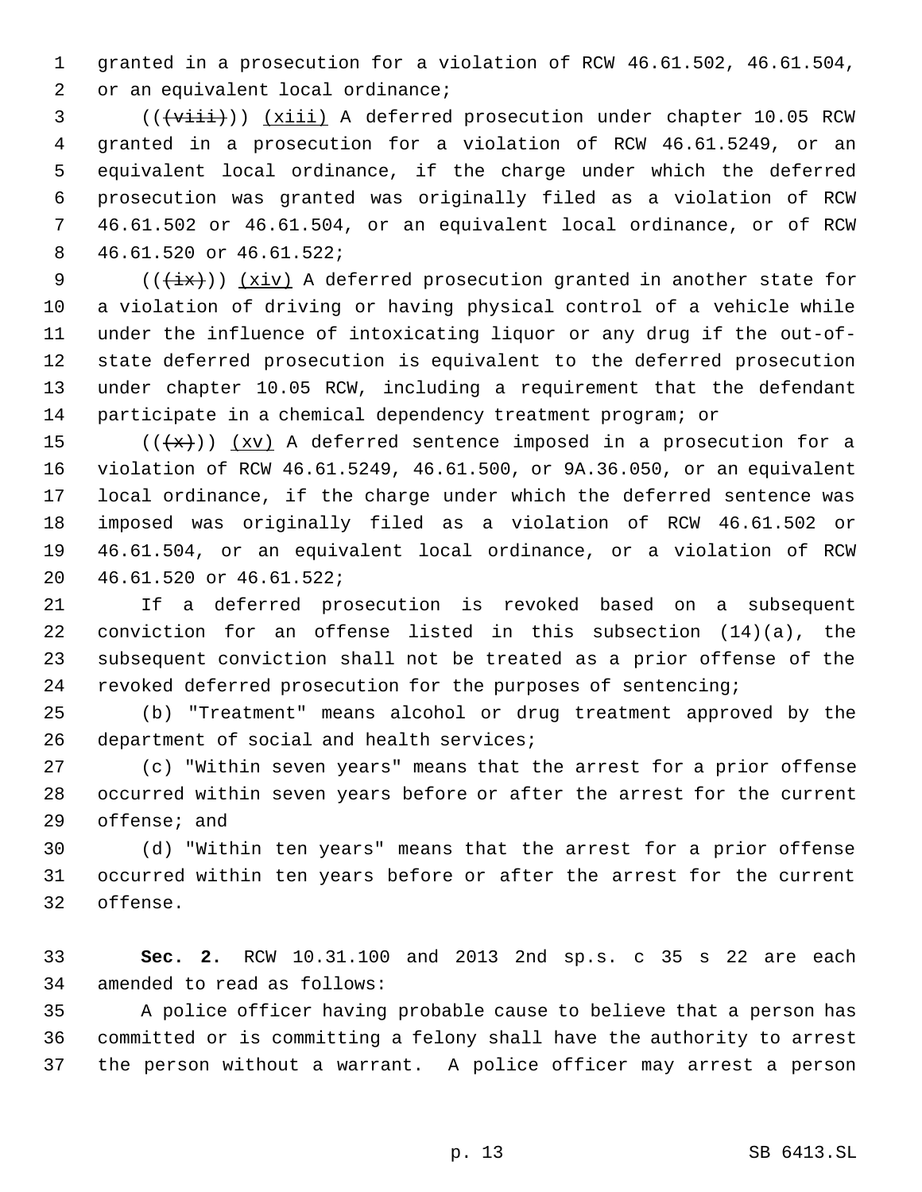granted in a prosecution for a violation of RCW 46.61.502, 46.61.504, or an equivalent local ordinance;

(((viii))) (xiii) A deferred prosecution under chapter 10.05 RCW granted in a prosecution for a violation of RCW 46.61.5249, or an equivalent local ordinance, if the charge under which the deferred prosecution was granted was originally filed as a violation of RCW 46.61.502 or 46.61.504, or an equivalent local ordinance, or of RCW 46.61.520 or 46.61.522;

(((ix))) (xiv) A deferred prosecution granted in another state for a violation of driving or having physical control of a vehicle while under the influence of intoxicating liquor or any drug if the out-of-state deferred prosecution is equivalent to the deferred prosecution under chapter 10.05 RCW, including a requirement that the defendant participate in a chemical dependency treatment program; or

(((x))) (xv) A deferred sentence imposed in a prosecution for a violation of RCW 46.61.5249, 46.61.500, or 9A.36.050, or an equivalent local ordinance, if the charge under which the deferred sentence was imposed was originally filed as a violation of RCW 46.61.502 or 46.61.504, or an equivalent local ordinance, or a violation of RCW 46.61.520 or 46.61.522;

If a deferred prosecution is revoked based on a subsequent conviction for an offense listed in this subsection (14)(a), the subsequent conviction shall not be treated as a prior offense of the revoked deferred prosecution for the purposes of sentencing;

(b) "Treatment" means alcohol or drug treatment approved by the department of social and health services;

(c) "Within seven years" means that the arrest for a prior offense occurred within seven years before or after the arrest for the current offense; and

(d) "Within ten years" means that the arrest for a prior offense occurred within ten years before or after the arrest for the current offense.

**Sec. 2.** RCW 10.31.100 and 2013 2nd sp.s. c 35 s 22 are each amended to read as follows:

A police officer having probable cause to believe that a person has committed or is committing a felony shall have the authority to arrest the person without a warrant. A police officer may arrest a person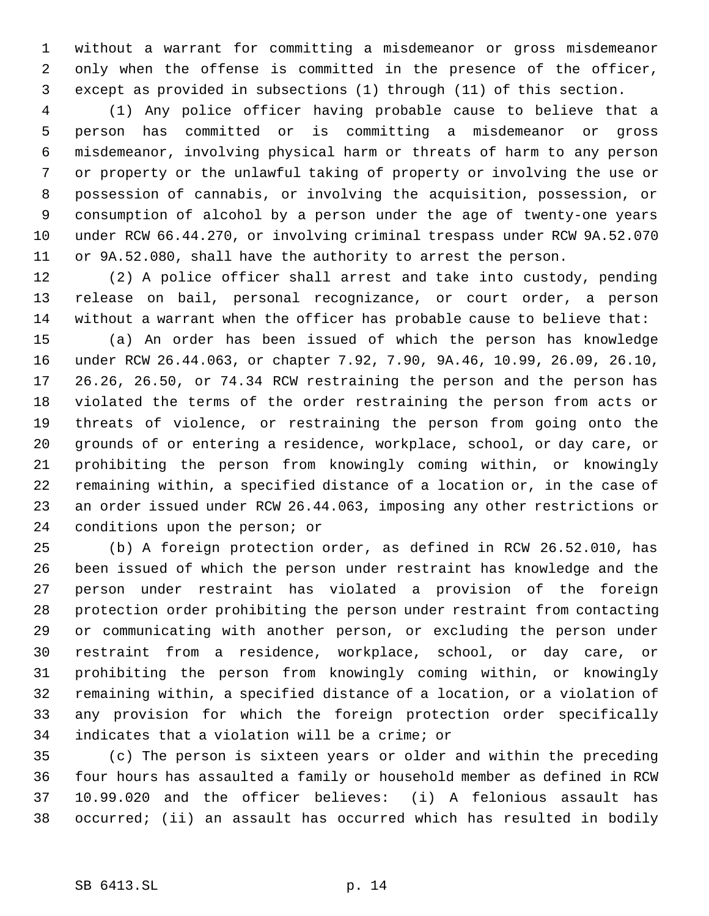without a warrant for committing a misdemeanor or gross misdemeanor only when the offense is committed in the presence of the officer, except as provided in subsections (1) through (11) of this section.

(1) Any police officer having probable cause to believe that a person has committed or is committing a misdemeanor or gross misdemeanor, involving physical harm or threats of harm to any person or property or the unlawful taking of property or involving the use or possession of cannabis, or involving the acquisition, possession, or consumption of alcohol by a person under the age of twenty-one years under RCW 66.44.270, or involving criminal trespass under RCW 9A.52.070 or 9A.52.080, shall have the authority to arrest the person.

(2) A police officer shall arrest and take into custody, pending release on bail, personal recognizance, or court order, a person without a warrant when the officer has probable cause to believe that:

(a) An order has been issued of which the person has knowledge under RCW 26.44.063, or chapter 7.92, 7.90, 9A.46, 10.99, 26.09, 26.10, 26.26, 26.50, or 74.34 RCW restraining the person and the person has violated the terms of the order restraining the person from acts or threats of violence, or restraining the person from going onto the grounds of or entering a residence, workplace, school, or day care, or prohibiting the person from knowingly coming within, or knowingly remaining within, a specified distance of a location or, in the case of an order issued under RCW 26.44.063, imposing any other restrictions or conditions upon the person; or

(b) A foreign protection order, as defined in RCW 26.52.010, has been issued of which the person under restraint has knowledge and the person under restraint has violated a provision of the foreign protection order prohibiting the person under restraint from contacting or communicating with another person, or excluding the person under restraint from a residence, workplace, school, or day care, or prohibiting the person from knowingly coming within, or knowingly remaining within, a specified distance of a location, or a violation of any provision for which the foreign protection order specifically indicates that a violation will be a crime; or

(c) The person is sixteen years or older and within the preceding four hours has assaulted a family or household member as defined in RCW 10.99.020 and the officer believes: (i) A felonious assault has occurred; (ii) an assault has occurred which has resulted in bodily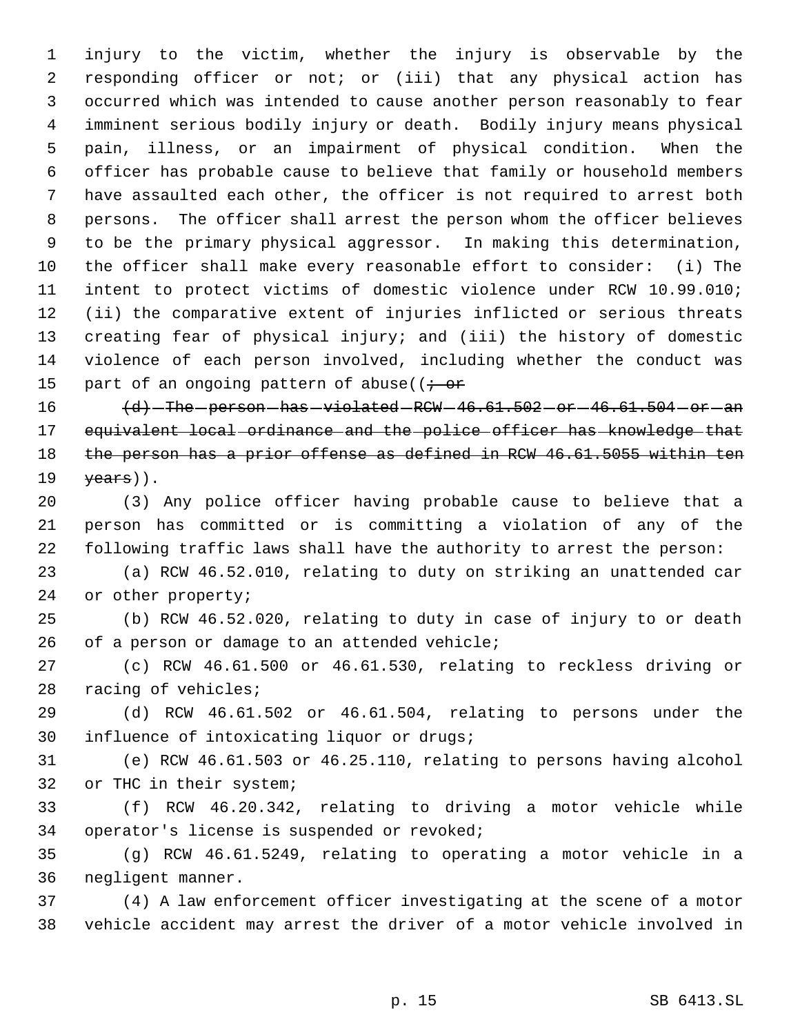injury to the victim, whether the injury is observable by the responding officer or not; or (iii) that any physical action has occurred which was intended to cause another person reasonably to fear imminent serious bodily injury or death. Bodily injury means physical pain, illness, or an impairment of physical condition. When the officer has probable cause to believe that family or household members have assaulted each other, the officer is not required to arrest both persons. The officer shall arrest the person whom the officer believes to be the primary physical aggressor. In making this determination, the officer shall make every reasonable effort to consider: (i) The intent to protect victims of domestic violence under RCW 10.99.010; (ii) the comparative extent of injuries inflicted or serious threats creating fear of physical injury; and (iii) the history of domestic violence of each person involved, including whether the conduct was part of an ongoing pattern of abuse((~~; or~~

~~(d) The person has violated RCW 46.61.502 or 46.61.504 or an equivalent local ordinance and the police officer has knowledge that the person has a prior offense as defined in RCW 46.61.5055 within ten years~~)).

(3) Any police officer having probable cause to believe that a person has committed or is committing a violation of any of the following traffic laws shall have the authority to arrest the person:

(a) RCW 46.52.010, relating to duty on striking an unattended car or other property;

(b) RCW 46.52.020, relating to duty in case of injury to or death of a person or damage to an attended vehicle;

(c) RCW 46.61.500 or 46.61.530, relating to reckless driving or racing of vehicles;

(d) RCW 46.61.502 or 46.61.504, relating to persons under the influence of intoxicating liquor or drugs;

(e) RCW 46.61.503 or 46.25.110, relating to persons having alcohol or THC in their system;

(f) RCW 46.20.342, relating to driving a motor vehicle while operator's license is suspended or revoked;

(g) RCW 46.61.5249, relating to operating a motor vehicle in a negligent manner.

(4) A law enforcement officer investigating at the scene of a motor vehicle accident may arrest the driver of a motor vehicle involved in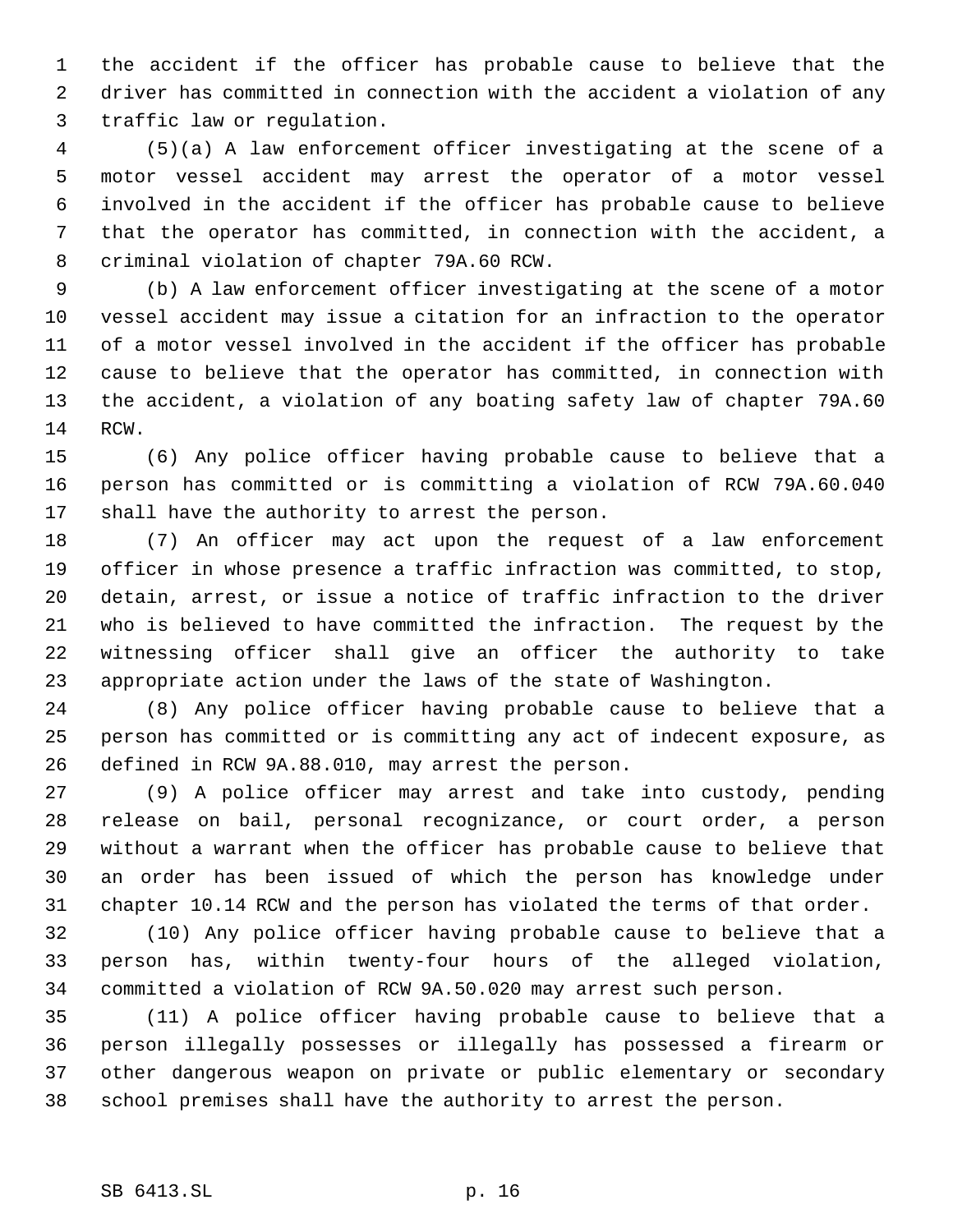the accident if the officer has probable cause to believe that the driver has committed in connection with the accident a violation of any traffic law or regulation.

(5)(a) A law enforcement officer investigating at the scene of a motor vessel accident may arrest the operator of a motor vessel involved in the accident if the officer has probable cause to believe that the operator has committed, in connection with the accident, a criminal violation of chapter 79A.60 RCW.

(b) A law enforcement officer investigating at the scene of a motor vessel accident may issue a citation for an infraction to the operator of a motor vessel involved in the accident if the officer has probable cause to believe that the operator has committed, in connection with the accident, a violation of any boating safety law of chapter 79A.60 RCW.

(6) Any police officer having probable cause to believe that a person has committed or is committing a violation of RCW 79A.60.040 shall have the authority to arrest the person.

(7) An officer may act upon the request of a law enforcement officer in whose presence a traffic infraction was committed, to stop, detain, arrest, or issue a notice of traffic infraction to the driver who is believed to have committed the infraction. The request by the witnessing officer shall give an officer the authority to take appropriate action under the laws of the state of Washington.

(8) Any police officer having probable cause to believe that a person has committed or is committing any act of indecent exposure, as defined in RCW 9A.88.010, may arrest the person.

(9) A police officer may arrest and take into custody, pending release on bail, personal recognizance, or court order, a person without a warrant when the officer has probable cause to believe that an order has been issued of which the person has knowledge under chapter 10.14 RCW and the person has violated the terms of that order.

(10) Any police officer having probable cause to believe that a person has, within twenty-four hours of the alleged violation, committed a violation of RCW 9A.50.020 may arrest such person.

(11) A police officer having probable cause to believe that a person illegally possesses or illegally has possessed a firearm or other dangerous weapon on private or public elementary or secondary school premises shall have the authority to arrest the person.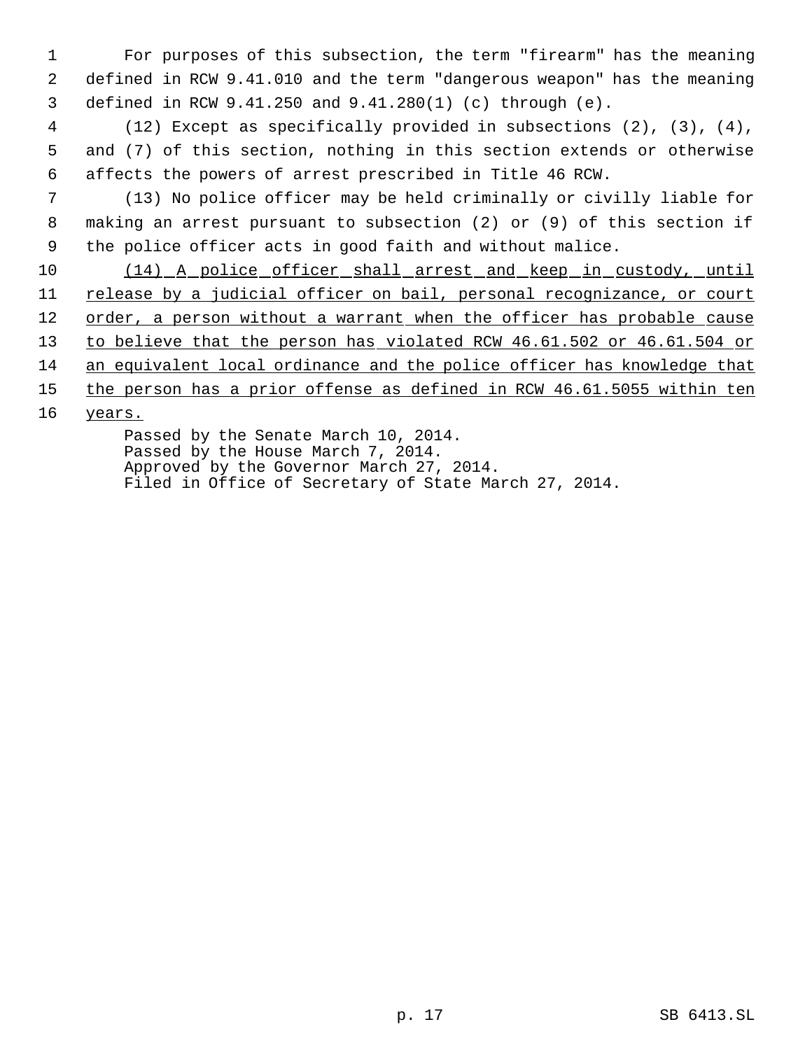For purposes of this subsection, the term "firearm" has the meaning defined in RCW 9.41.010 and the term "dangerous weapon" has the meaning defined in RCW 9.41.250 and 9.41.280(1) (c) through (e).

(12) Except as specifically provided in subsections (2), (3), (4), and (7) of this section, nothing in this section extends or otherwise affects the powers of arrest prescribed in Title 46 RCW.

(13) No police officer may be held criminally or civilly liable for making an arrest pursuant to subsection (2) or (9) of this section if the police officer acts in good faith and without malice.

<u>(14) A police officer shall arrest and keep in custody, until release by a judicial officer on bail, personal recognizance, or court order, a person without a warrant when the officer has probable cause to believe that the person has violated RCW 46.61.502 or 46.61.504 or an equivalent local ordinance and the police officer has knowledge that the person has a prior offense as defined in RCW 46.61.5055 within ten years.</u>

Passed by the Senate March 10, 2014.
Passed by the House March 7, 2014.
Approved by the Governor March 27, 2014.
Filed in Office of Secretary of State March 27, 2014.